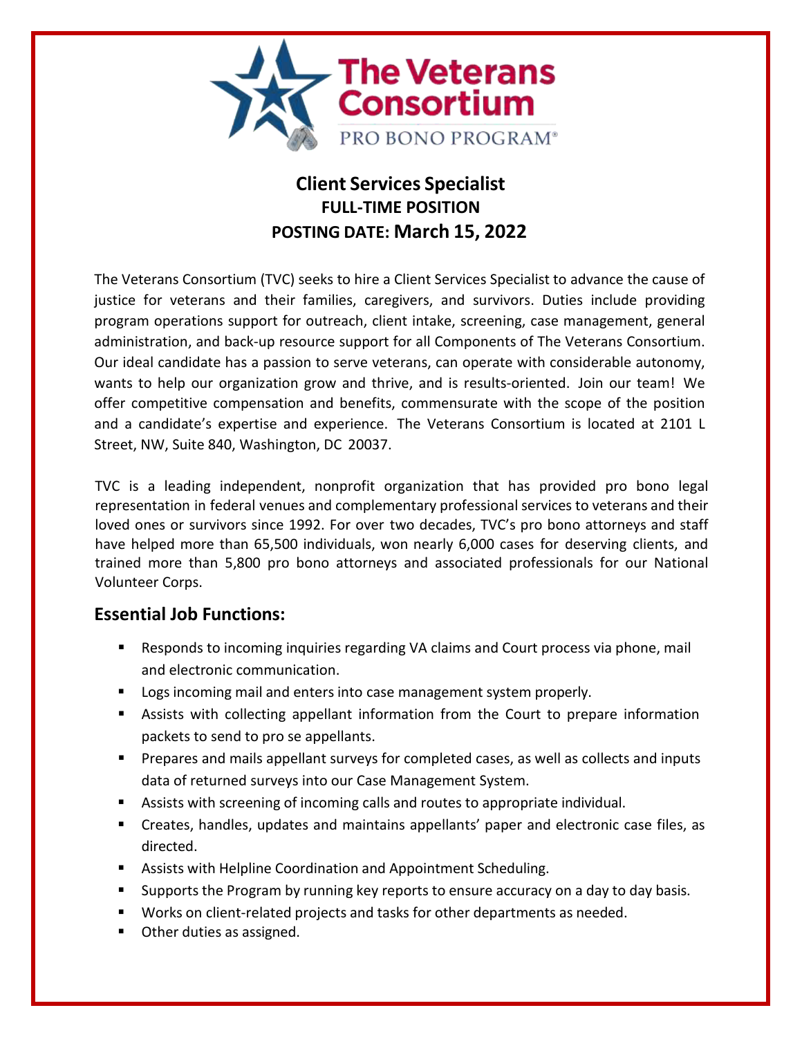The Veterans Consortium
PRO BONO PROGRAM®

# Client Services Specialist

**FULL-TIME POSITION**

**POSTING DATE: March 15, 2022**

The Veterans Consortium (TVC) seeks to hire a Client Services Specialist to advance the cause of justice for veterans and their families, caregivers, and survivors. Duties include providing program operations support for outreach, client intake, screening, case management, general administration, and back-up resource support for all Components of The Veterans Consortium. Our ideal candidate has a passion to serve veterans, can operate with considerable autonomy, wants to help our organization grow and thrive, and is results-oriented. Join our team! We offer competitive compensation and benefits, commensurate with the scope of the position and a candidate's expertise and experience. The Veterans Consortium is located at 2101 L Street, NW, Suite 840, Washington, DC 20037.

TVC is a leading independent, nonprofit organization that has provided pro bono legal representation in federal venues and complementary professional services to veterans and their loved ones or survivors since 1992. For over two decades, TVC's pro bono attorneys and staff have helped more than 65,500 individuals, won nearly 6,000 cases for deserving clients, and trained more than 5,800 pro bono attorneys and associated professionals for our National Volunteer Corps.

## Essential Job Functions:

- Responds to incoming inquiries regarding VA claims and Court process via phone, mail and electronic communication.
- Logs incoming mail and enters into case management system properly.
- Assists with collecting appellant information from the Court to prepare information packets to send to pro se appellants.
- Prepares and mails appellant surveys for completed cases, as well as collects and inputs data of returned surveys into our Case Management System.
- Assists with screening of incoming calls and routes to appropriate individual.
- Creates, handles, updates and maintains appellants' paper and electronic case files, as directed.
- Assists with Helpline Coordination and Appointment Scheduling.
- Supports the Program by running key reports to ensure accuracy on a day to day basis.
- Works on client-related projects and tasks for other departments as needed.
- Other duties as assigned.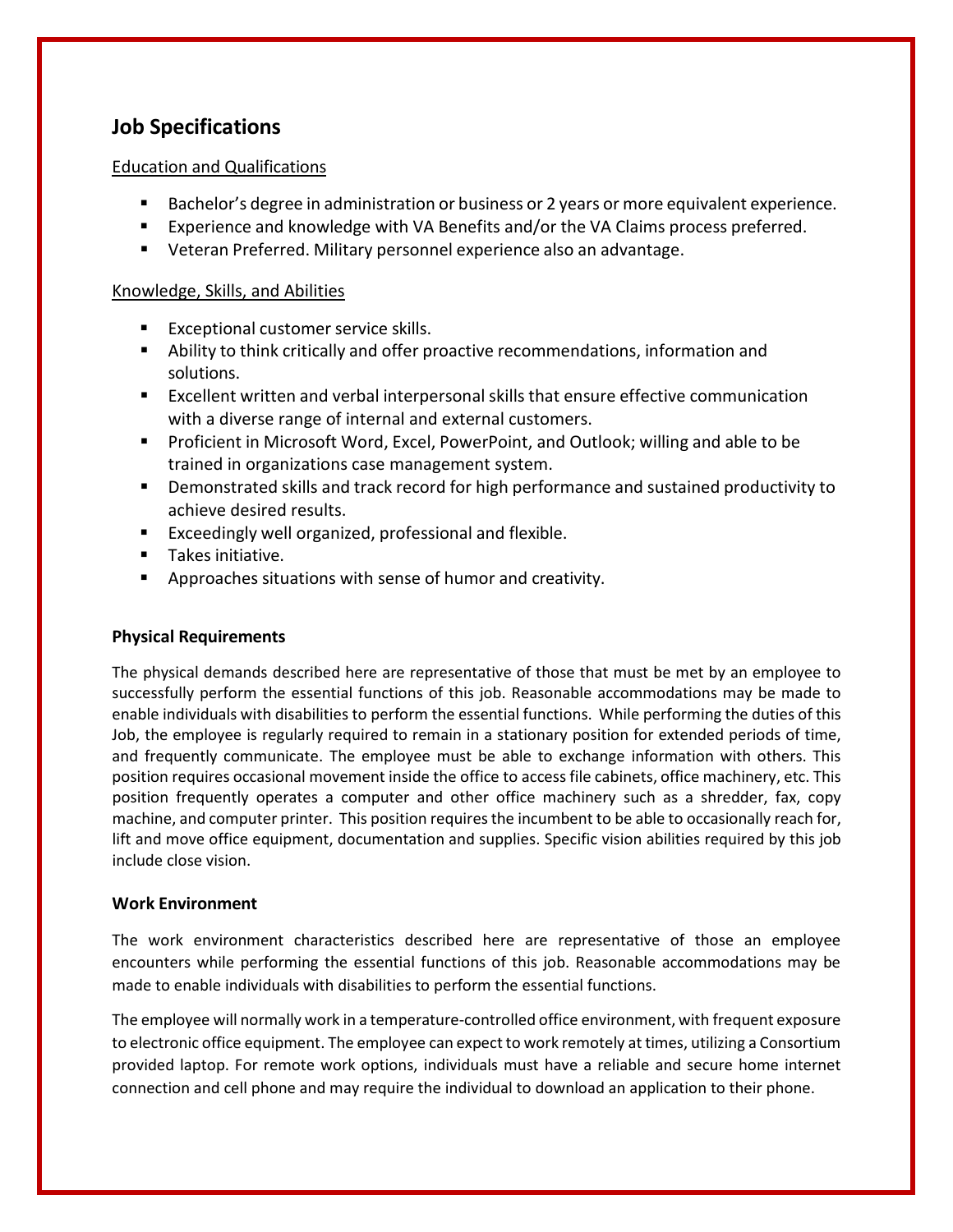## Job Specifications

Education and Qualifications

- Bachelor's degree in administration or business or 2 years or more equivalent experience.
- Experience and knowledge with VA Benefits and/or the VA Claims process preferred.
- Veteran Preferred. Military personnel experience also an advantage.

Knowledge, Skills, and Abilities

- Exceptional customer service skills.
- Ability to think critically and offer proactive recommendations, information and solutions.
- Excellent written and verbal interpersonal skills that ensure effective communication with a diverse range of internal and external customers.
- Proficient in Microsoft Word, Excel, PowerPoint, and Outlook; willing and able to be trained in organizations case management system.
- Demonstrated skills and track record for high performance and sustained productivity to achieve desired results.
- Exceedingly well organized, professional and flexible.
- Takes initiative.
- Approaches situations with sense of humor and creativity.

### Physical Requirements

The physical demands described here are representative of those that must be met by an employee to successfully perform the essential functions of this job. Reasonable accommodations may be made to enable individuals with disabilities to perform the essential functions. While performing the duties of this Job, the employee is regularly required to remain in a stationary position for extended periods of time, and frequently communicate. The employee must be able to exchange information with others. This position requires occasional movement inside the office to access file cabinets, office machinery, etc. This position frequently operates a computer and other office machinery such as a shredder, fax, copy machine, and computer printer. This position requires the incumbent to be able to occasionally reach for, lift and move office equipment, documentation and supplies. Specific vision abilities required by this job include close vision.

### Work Environment

The work environment characteristics described here are representative of those an employee encounters while performing the essential functions of this job. Reasonable accommodations may be made to enable individuals with disabilities to perform the essential functions.

The employee will normally work in a temperature-controlled office environment, with frequent exposure to electronic office equipment. The employee can expect to work remotely at times, utilizing a Consortium provided laptop. For remote work options, individuals must have a reliable and secure home internet connection and cell phone and may require the individual to download an application to their phone.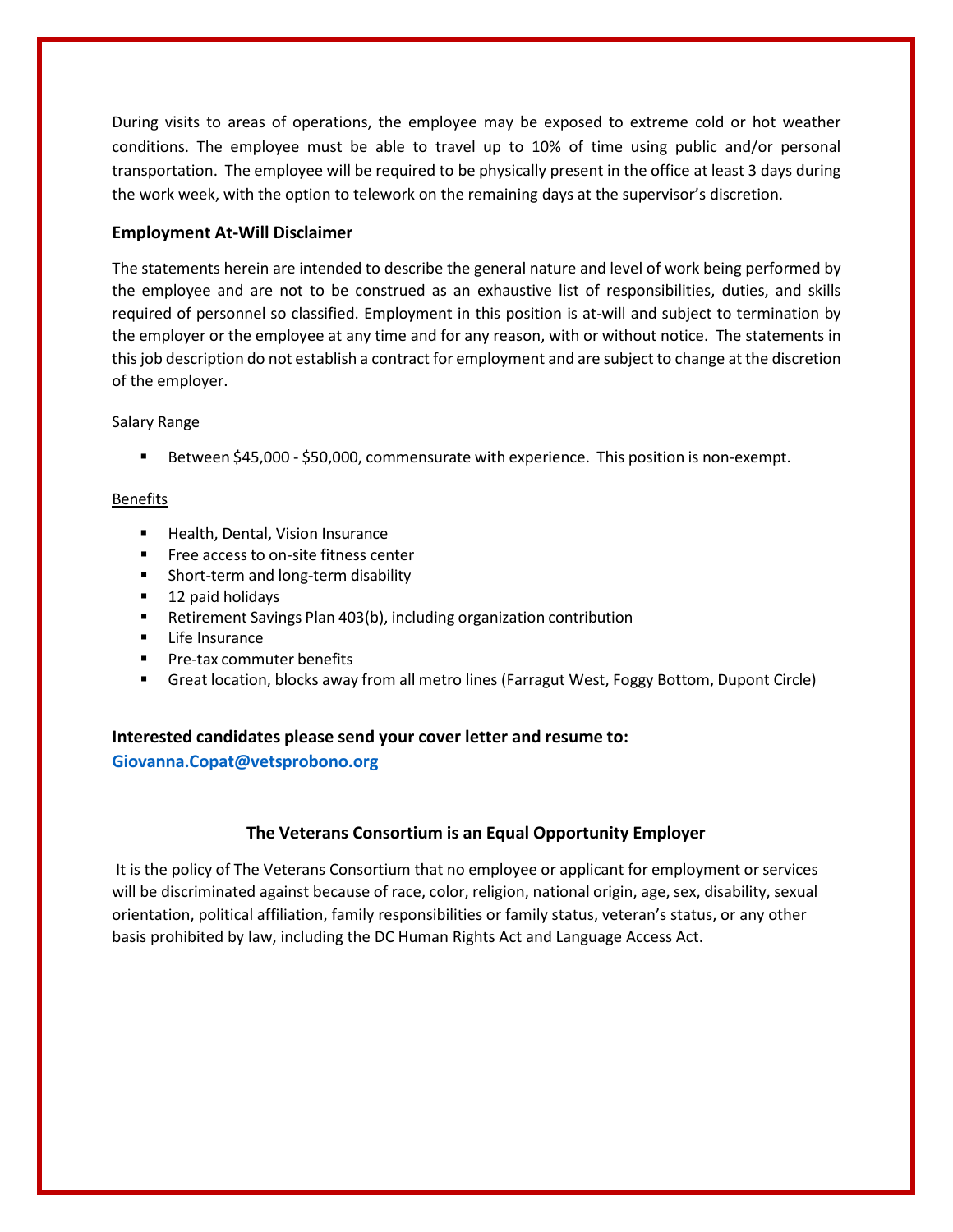During visits to areas of operations, the employee may be exposed to extreme cold or hot weather conditions. The employee must be able to travel up to 10% of time using public and/or personal transportation. The employee will be required to be physically present in the office at least 3 days during the work week, with the option to telework on the remaining days at the supervisor's discretion.

### Employment At-Will Disclaimer

The statements herein are intended to describe the general nature and level of work being performed by the employee and are not to be construed as an exhaustive list of responsibilities, duties, and skills required of personnel so classified. Employment in this position is at-will and subject to termination by the employer or the employee at any time and for any reason, with or without notice. The statements in this job description do not establish a contract for employment and are subject to change at the discretion of the employer.

Salary Range

- Between $45,000 - $50,000, commensurate with experience. This position is non-exempt.

Benefits

- Health, Dental, Vision Insurance
- Free access to on-site fitness center
- Short-term and long-term disability
- 12 paid holidays
- Retirement Savings Plan 403(b), including organization contribution
- Life Insurance
- Pre-tax commuter benefits
- Great location, blocks away from all metro lines (Farragut West, Foggy Bottom, Dupont Circle)

**Interested candidates please send your cover letter and resume to:**
**Giovanna.Copat@vetsprobono.org**

### The Veterans Consortium is an Equal Opportunity Employer

It is the policy of The Veterans Consortium that no employee or applicant for employment or services will be discriminated against because of race, color, religion, national origin, age, sex, disability, sexual orientation, political affiliation, family responsibilities or family status, veteran's status, or any other basis prohibited by law, including the DC Human Rights Act and Language Access Act.